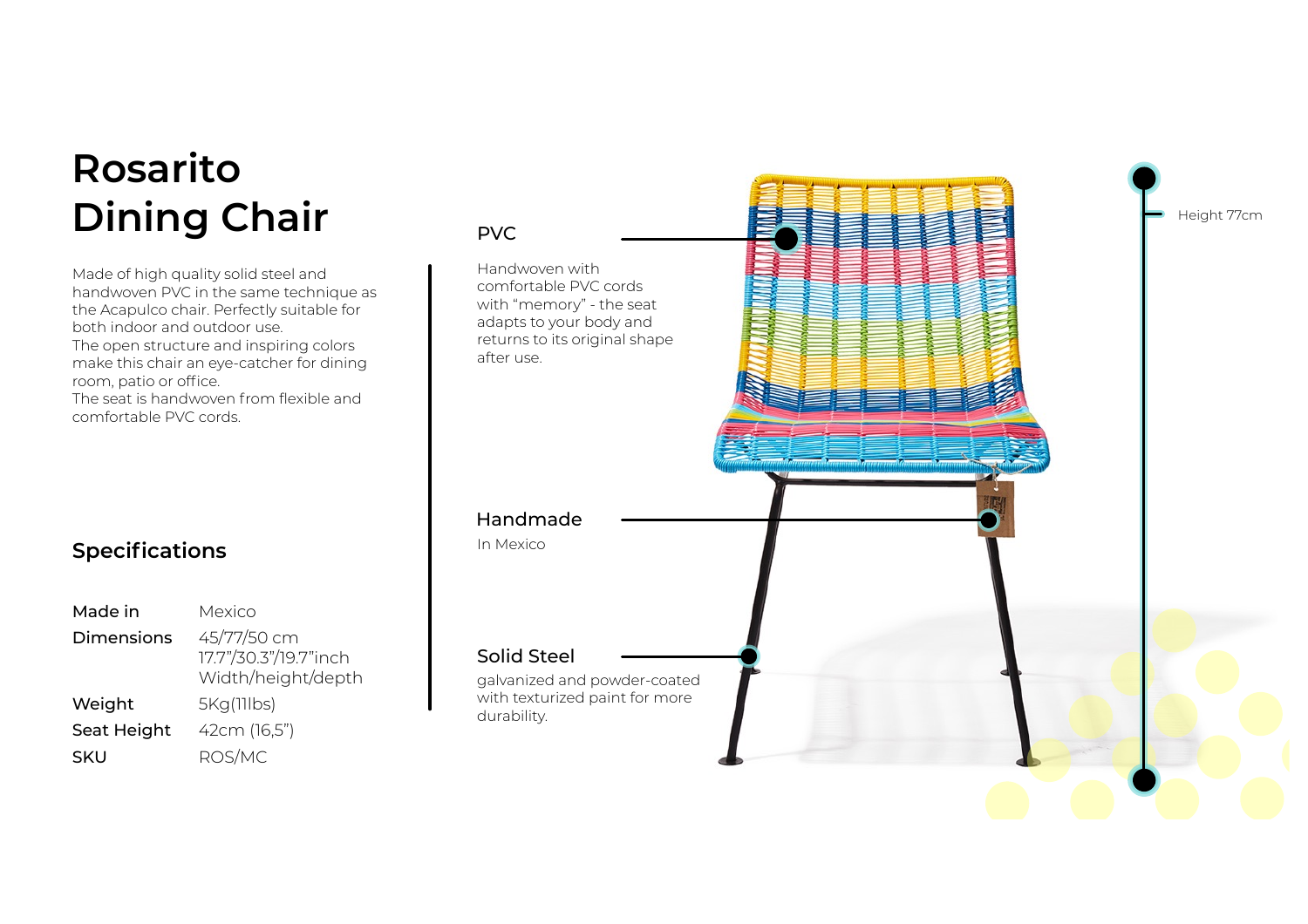# Rosarito Dining Chair

Made of high quality solid steel and handwoven PVC in the same technique as the Acapulco chair. Perfectly suitable for both indoor and outdoor use.
The open structure and inspiring colors make this chair an eye-catcher for dining room, patio or office.
The seat is handwoven from flexible and comfortable PVC cords.

## Specifications

| | |
|---|---|
| **Made in** | Mexico |
| **Dimensions** | 45/77/50 cm<br>17.7"/30.3"/19.7"inch<br>Width/height/depth |
| **Weight** | 5Kg(11lbs) |
| **Seat Height** | 42cm (16,5") |
| **SKU** | ROS/MC |

### PVC

Handwoven with comfortable PVC cords with "memory" - the seat adapts to your body and returns to its original shape after use.

### Handmade

In Mexico

### Solid Steel

galvanized and powder-coated with texturized paint for more durability.

Height 77cm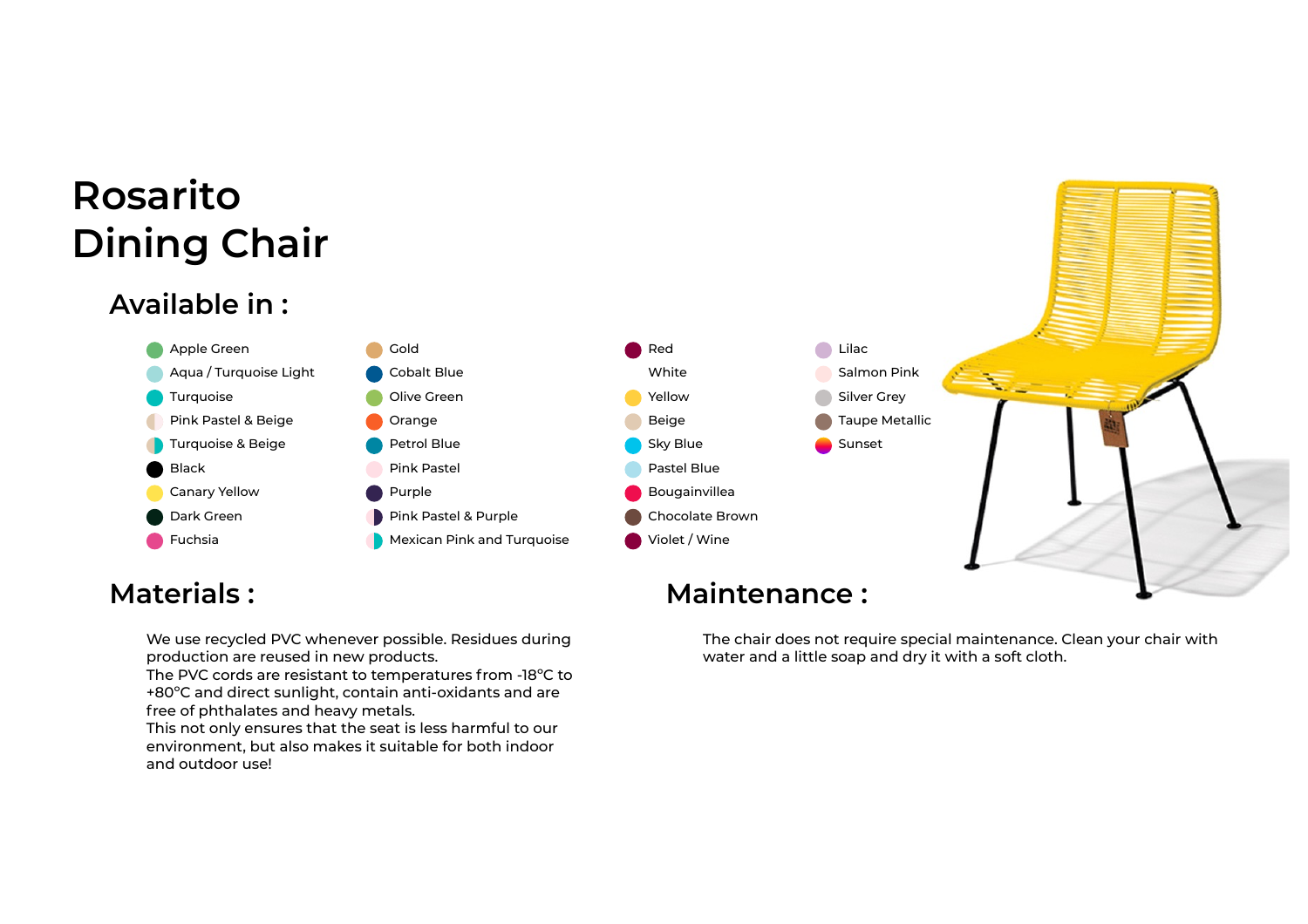# Rosarito Dining Chair

## Available in :

- Apple Green
- Aqua / Turquoise Light
- Turquoise
- Pink Pastel & Beige
- Turquoise & Beige
- Black
- Canary Yellow
- Dark Green
- Fuchsia
- Gold
- Cobalt Blue
- Olive Green
- Orange
- Petrol Blue
- Pink Pastel
- Purple
- Pink Pastel & Purple
- Mexican Pink and Turquoise
- Red
- White
- Yellow
- Beige
- Sky Blue
- Pastel Blue
- Bougainvillea
- Chocolate Brown
- Violet / Wine
- Lilac
- Salmon Pink
- Silver Grey
- Taupe Metallic
- Sunset

## Materials :

We use recycled PVC whenever possible. Residues during production are reused in new products.
The PVC cords are resistant to temperatures from -18°C to +80°C and direct sunlight, contain anti-oxidants and are free of phthalates and heavy metals.
This not only ensures that the seat is less harmful to our environment, but also makes it suitable for both indoor and outdoor use!

## Maintenance :

The chair does not require special maintenance. Clean your chair with water and a little soap and dry it with a soft cloth.